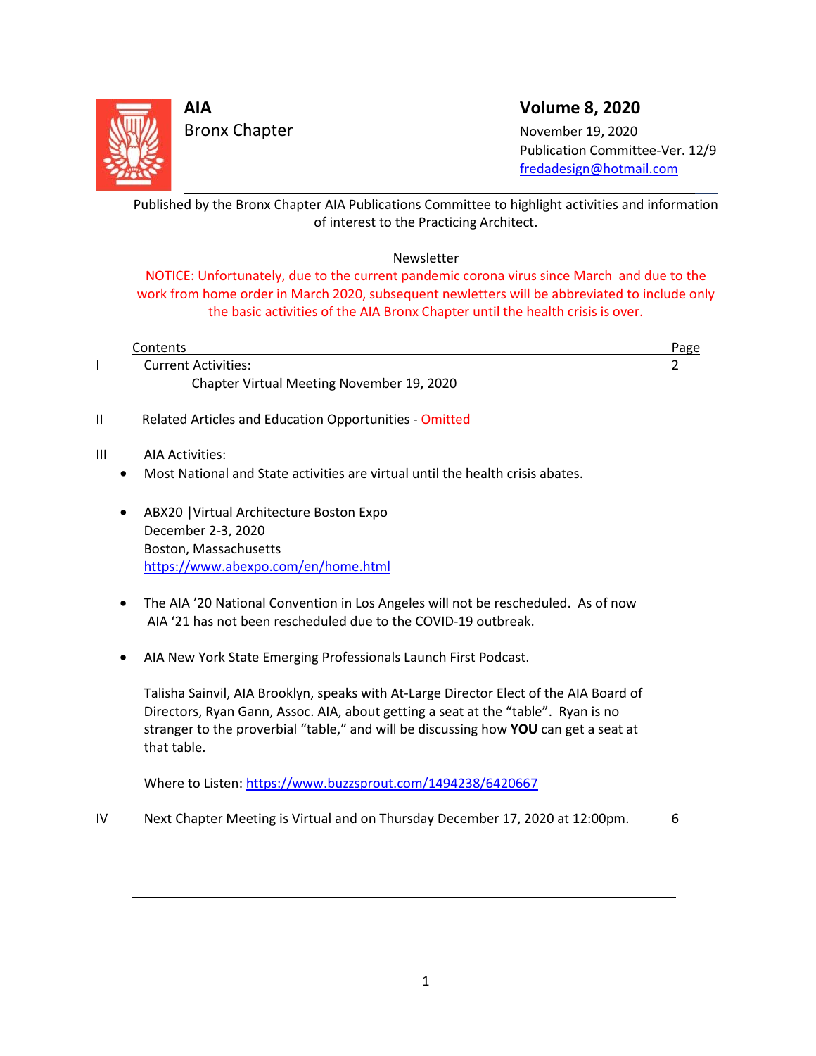**AIA**
Bronx Chapter

**Volume 8, 2020**
November 19, 2020
Publication Committee-Ver. 12/9
fredadesign@hotmail.com

Published by the Bronx Chapter AIA Publications Committee to highlight activities and information of interest to the Practicing Architect.

Newsletter

NOTICE: Unfortunately, due to the current pandemic corona virus since March and due to the work from home order in March 2020, subsequent newletters will be abbreviated to include only the basic activities of the AIA Bronx Chapter until the health crisis is over.

| | Contents | Page |
|---|---|---|
| I | Current Activities: | 2 |
| | Chapter Virtual Meeting November 19, 2020 | |
| II | Related Articles and Education Opportunities - Omitted | |
| III | AIA Activities: | |

- Most National and State activities are virtual until the health crisis abates.

- ABX20 |Virtual Architecture Boston Expo
  December 2-3, 2020
  Boston, Massachusetts
  https://www.abexpo.com/en/home.html

- The AIA '20 National Convention in Los Angeles will not be rescheduled. As of now AIA '21 has not been rescheduled due to the COVID-19 outbreak.

- AIA New York State Emerging Professionals Launch First Podcast.

  Talisha Sainvil, AIA Brooklyn, speaks with At-Large Director Elect of the AIA Board of Directors, Ryan Gann, Assoc. AIA, about getting a seat at the "table". Ryan is no stranger to the proverbial "table," and will be discussing how **YOU** can get a seat at that table.

  Where to Listen: https://www.buzzsprout.com/1494238/6420667

IV Next Chapter Meeting is Virtual and on Thursday December 17, 2020 at 12:00pm. 6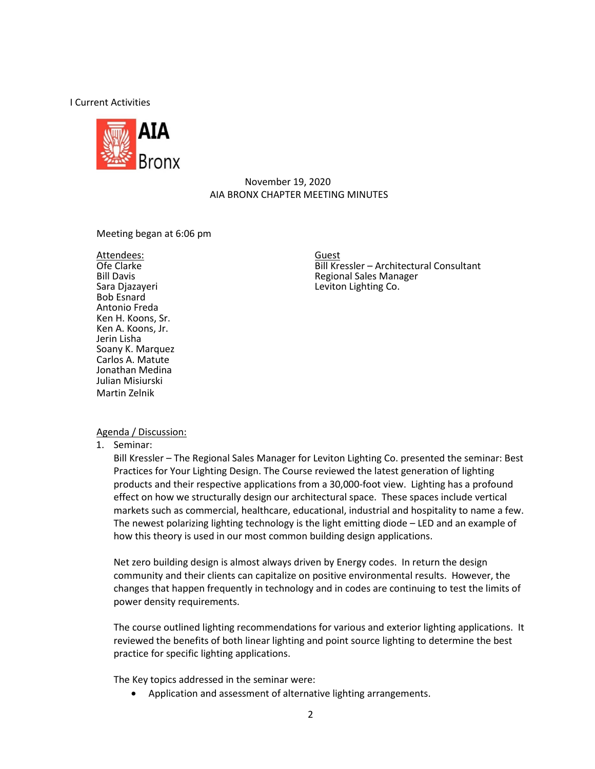I Current Activities

AIA Bronx

November 19, 2020
AIA BRONX CHAPTER MEETING MINUTES

Meeting began at 6:06 pm

<u>Attendees:</u>
Ofe Clarke
Bill Davis
Sara Djazayeri
Bob Esnard
Antonio Freda
Ken H. Koons, Sr.
Ken A. Koons, Jr.
Jerin Lisha
Soany K. Marquez
Carlos A. Matute
Jonathan Medina
Julian Misiurski
Martin Zelnik

<u>Guest</u>
Bill Kressler – Architectural Consultant
Regional Sales Manager
Leviton Lighting Co.

<u>Agenda / Discussion:</u>

1. Seminar:
   Bill Kressler – The Regional Sales Manager for Leviton Lighting Co. presented the seminar: Best Practices for Your Lighting Design. The Course reviewed the latest generation of lighting products and their respective applications from a 30,000-foot view. Lighting has a profound effect on how we structurally design our architectural space. These spaces include vertical markets such as commercial, healthcare, educational, industrial and hospitality to name a few. The newest polarizing lighting technology is the light emitting diode – LED and an example of how this theory is used in our most common building design applications.

   Net zero building design is almost always driven by Energy codes. In return the design community and their clients can capitalize on positive environmental results. However, the changes that happen frequently in technology and in codes are continuing to test the limits of power density requirements.

   The course outlined lighting recommendations for various and exterior lighting applications. It reviewed the benefits of both linear lighting and point source lighting to determine the best practice for specific lighting applications.

   The Key topics addressed in the seminar were:

   - Application and assessment of alternative lighting arrangements.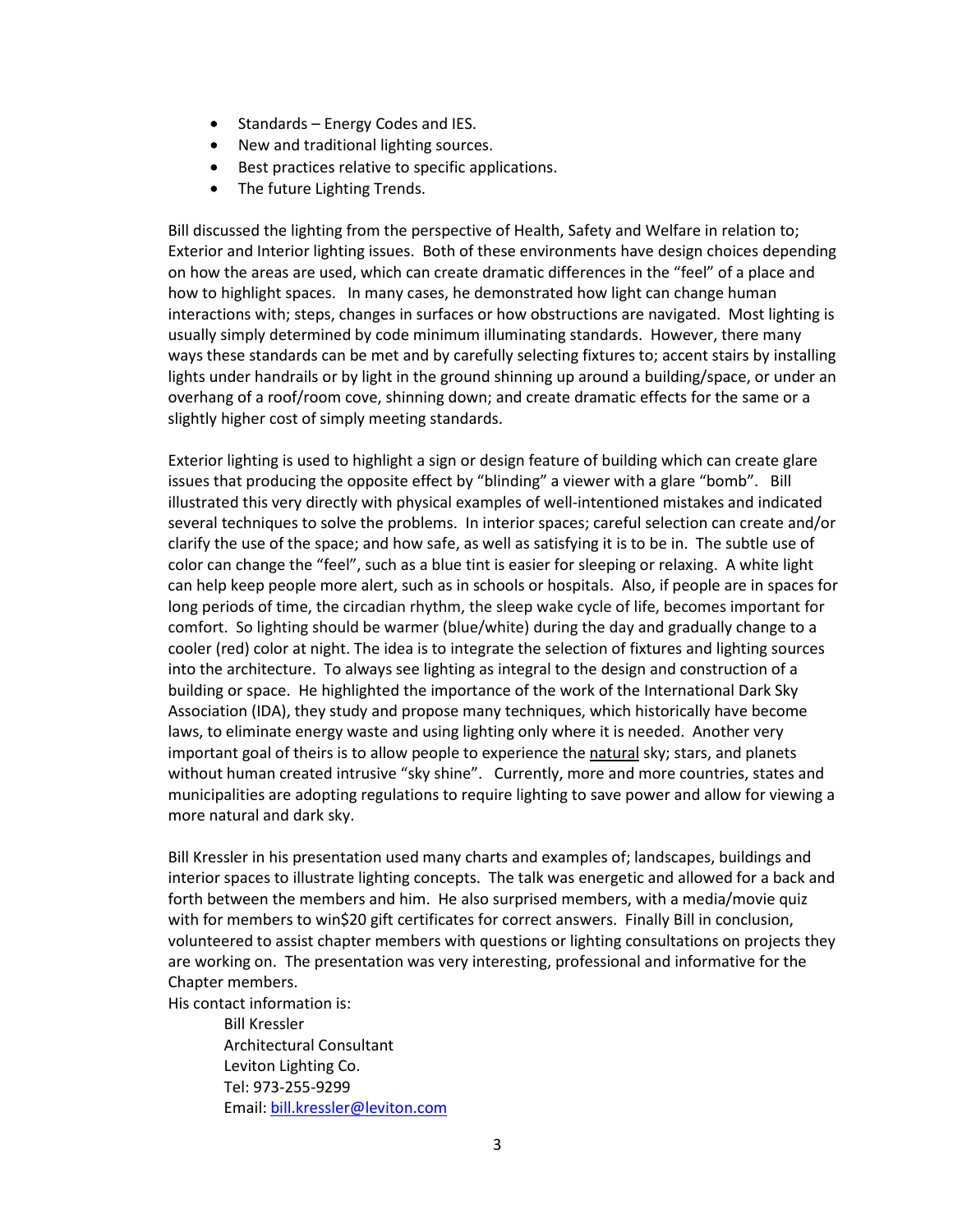- Standards – Energy Codes and IES.
- New and traditional lighting sources.
- Best practices relative to specific applications.
- The future Lighting Trends.

Bill discussed the lighting from the perspective of Health, Safety and Welfare in relation to; Exterior and Interior lighting issues. Both of these environments have design choices depending on how the areas are used, which can create dramatic differences in the "feel" of a place and how to highlight spaces. In many cases, he demonstrated how light can change human interactions with; steps, changes in surfaces or how obstructions are navigated. Most lighting is usually simply determined by code minimum illuminating standards. However, there many ways these standards can be met and by carefully selecting fixtures to; accent stairs by installing lights under handrails or by light in the ground shinning up around a building/space, or under an overhang of a roof/room cove, shinning down; and create dramatic effects for the same or a slightly higher cost of simply meeting standards.

Exterior lighting is used to highlight a sign or design feature of building which can create glare issues that producing the opposite effect by "blinding" a viewer with a glare "bomb". Bill illustrated this very directly with physical examples of well-intentioned mistakes and indicated several techniques to solve the problems. In interior spaces; careful selection can create and/or clarify the use of the space; and how safe, as well as satisfying it is to be in. The subtle use of color can change the "feel", such as a blue tint is easier for sleeping or relaxing. A white light can help keep people more alert, such as in schools or hospitals. Also, if people are in spaces for long periods of time, the circadian rhythm, the sleep wake cycle of life, becomes important for comfort. So lighting should be warmer (blue/white) during the day and gradually change to a cooler (red) color at night. The idea is to integrate the selection of fixtures and lighting sources into the architecture. To always see lighting as integral to the design and construction of a building or space. He highlighted the importance of the work of the International Dark Sky Association (IDA), they study and propose many techniques, which historically have become laws, to eliminate energy waste and using lighting only where it is needed. Another very important goal of theirs is to allow people to experience the <u>natural</u> sky; stars, and planets without human created intrusive "sky shine". Currently, more and more countries, states and municipalities are adopting regulations to require lighting to save power and allow for viewing a more natural and dark sky.

Bill Kressler in his presentation used many charts and examples of; landscapes, buildings and interior spaces to illustrate lighting concepts. The talk was energetic and allowed for a back and forth between the members and him. He also surprised members, with a media/movie quiz with for members to win$20 gift certificates for correct answers. Finally Bill in conclusion, volunteered to assist chapter members with questions or lighting consultations on projects they are working on. The presentation was very interesting, professional and informative for the Chapter members.

His contact information is:

Bill Kressler  
Architectural Consultant  
Leviton Lighting Co.  
Tel: 973-255-9299  
Email: bill.kressler@leviton.com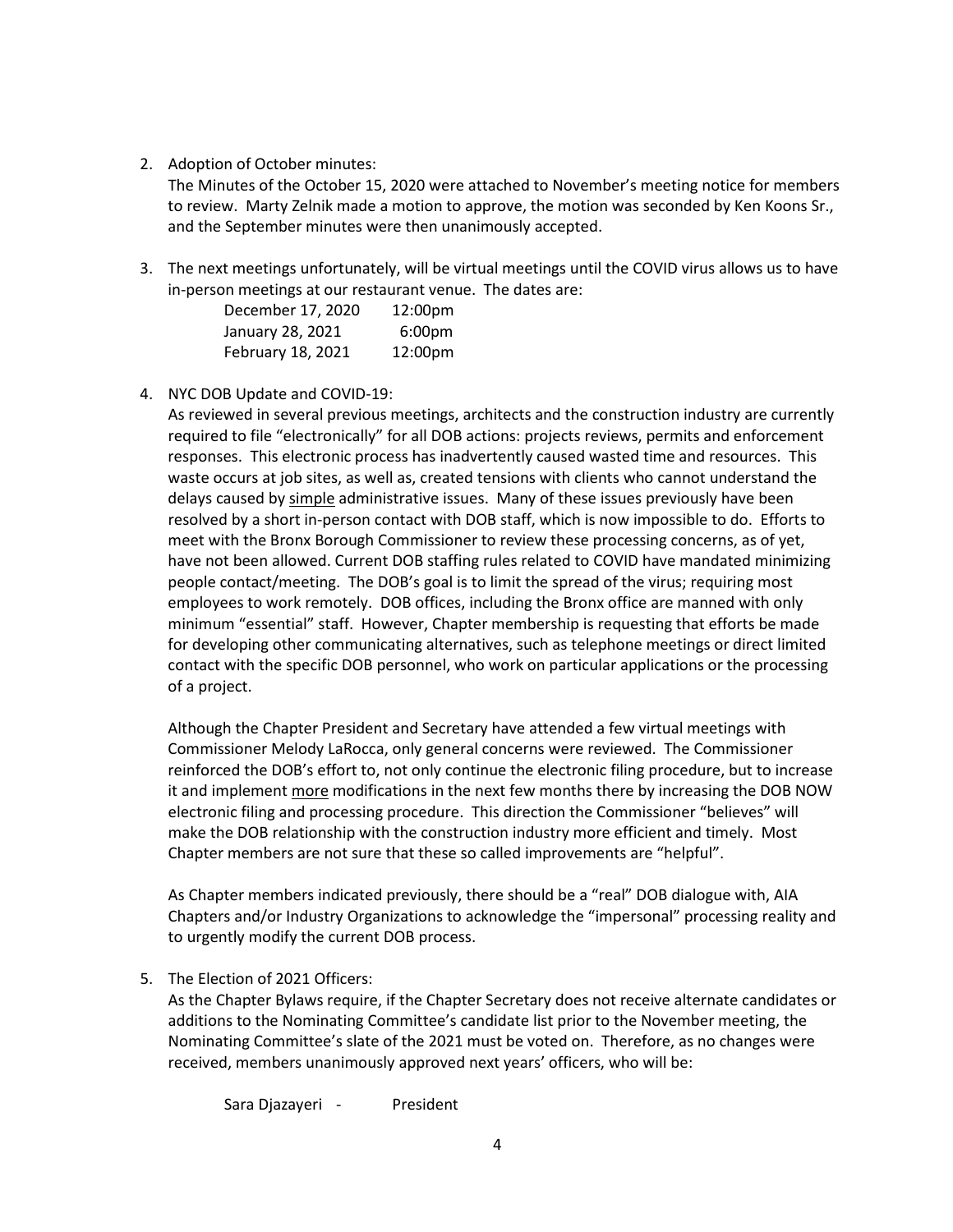2. Adoption of October minutes:
   The Minutes of the October 15, 2020 were attached to November's meeting notice for members to review. Marty Zelnik made a motion to approve, the motion was seconded by Ken Koons Sr., and the September minutes were then unanimously accepted.

3. The next meetings unfortunately, will be virtual meetings until the COVID virus allows us to have in-person meetings at our restaurant venue. The dates are:

   | | |
   |---|---|
   | December 17, 2020 | 12:00pm |
   | January 28, 2021 | 6:00pm |
   | February 18, 2021 | 12:00pm |

4. NYC DOB Update and COVID-19:
   As reviewed in several previous meetings, architects and the construction industry are currently required to file "electronically" for all DOB actions: projects reviews, permits and enforcement responses. This electronic process has inadvertently caused wasted time and resources. This waste occurs at job sites, as well as, created tensions with clients who cannot understand the delays caused by simple administrative issues. Many of these issues previously have been resolved by a short in-person contact with DOB staff, which is now impossible to do. Efforts to meet with the Bronx Borough Commissioner to review these processing concerns, as of yet, have not been allowed. Current DOB staffing rules related to COVID have mandated minimizing people contact/meeting. The DOB's goal is to limit the spread of the virus; requiring most employees to work remotely. DOB offices, including the Bronx office are manned with only minimum "essential" staff. However, Chapter membership is requesting that efforts be made for developing other communicating alternatives, such as telephone meetings or direct limited contact with the specific DOB personnel, who work on particular applications or the processing of a project.

   Although the Chapter President and Secretary have attended a few virtual meetings with Commissioner Melody LaRocca, only general concerns were reviewed. The Commissioner reinforced the DOB's effort to, not only continue the electronic filing procedure, but to increase it and implement more modifications in the next few months there by increasing the DOB NOW electronic filing and processing procedure. This direction the Commissioner "believes" will make the DOB relationship with the construction industry more efficient and timely. Most Chapter members are not sure that these so called improvements are "helpful".

   As Chapter members indicated previously, there should be a "real" DOB dialogue with, AIA Chapters and/or Industry Organizations to acknowledge the "impersonal" processing reality and to urgently modify the current DOB process.

5. The Election of 2021 Officers:
   As the Chapter Bylaws require, if the Chapter Secretary does not receive alternate candidates or additions to the Nominating Committee's candidate list prior to the November meeting, the Nominating Committee's slate of the 2021 must be voted on. Therefore, as no changes were received, members unanimously approved next years' officers, who will be:

   Sara Djazayeri - President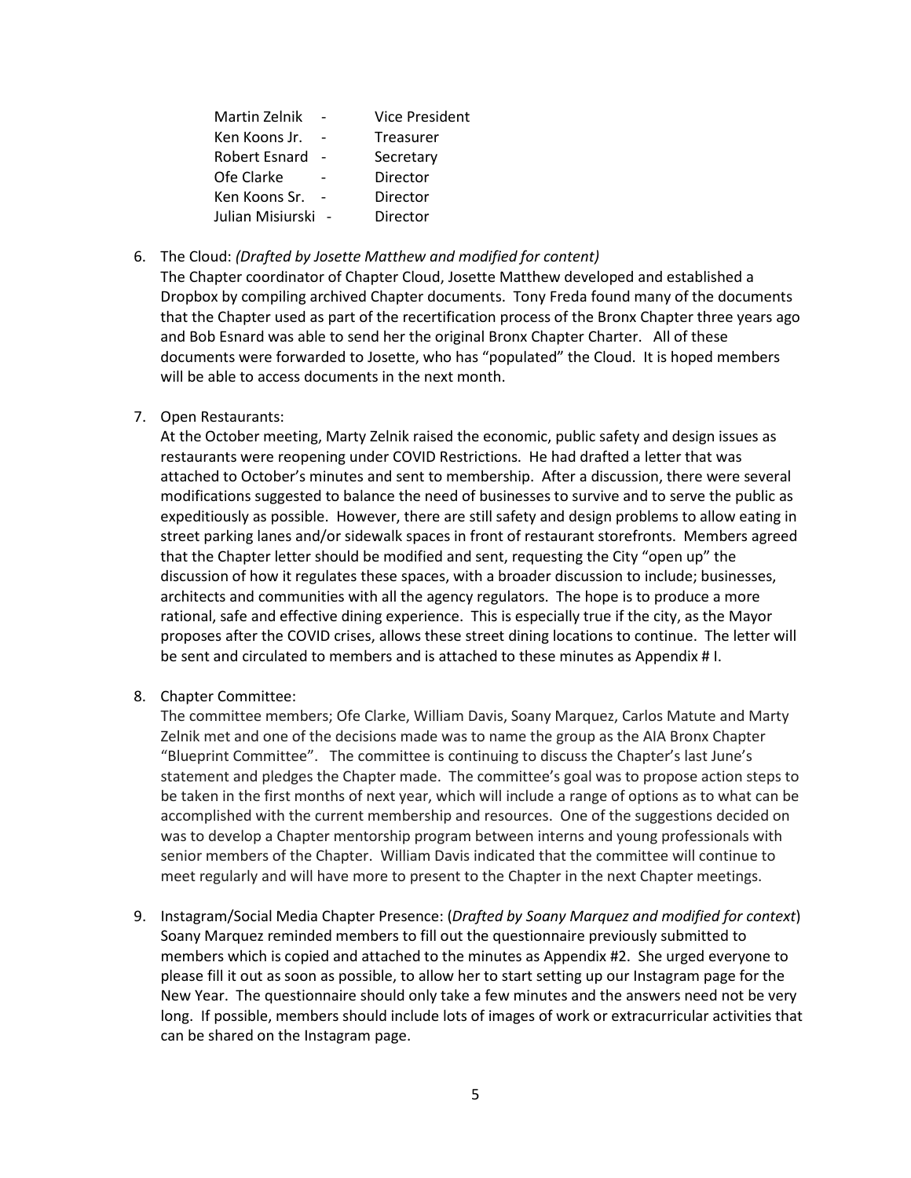| | | |
|---|---|---|
| Martin Zelnik | - | Vice President |
| Ken Koons Jr. | - | Treasurer |
| Robert Esnard | - | Secretary |
| Ofe Clarke | - | Director |
| Ken Koons Sr. | - | Director |
| Julian Misiurski | - | Director |

6. The Cloud: *(Drafted by Josette Matthew and modified for content)*
   The Chapter coordinator of Chapter Cloud, Josette Matthew developed and established a Dropbox by compiling archived Chapter documents. Tony Freda found many of the documents that the Chapter used as part of the recertification process of the Bronx Chapter three years ago and Bob Esnard was able to send her the original Bronx Chapter Charter. All of these documents were forwarded to Josette, who has "populated" the Cloud. It is hoped members will be able to access documents in the next month.

7. Open Restaurants:
   At the October meeting, Marty Zelnik raised the economic, public safety and design issues as restaurants were reopening under COVID Restrictions. He had drafted a letter that was attached to October's minutes and sent to membership. After a discussion, there were several modifications suggested to balance the need of businesses to survive and to serve the public as expeditiously as possible. However, there are still safety and design problems to allow eating in street parking lanes and/or sidewalk spaces in front of restaurant storefronts. Members agreed that the Chapter letter should be modified and sent, requesting the City "open up" the discussion of how it regulates these spaces, with a broader discussion to include; businesses, architects and communities with all the agency regulators. The hope is to produce a more rational, safe and effective dining experience. This is especially true if the city, as the Mayor proposes after the COVID crises, allows these street dining locations to continue. The letter will be sent and circulated to members and is attached to these minutes as Appendix # I.

8. Chapter Committee:
   The committee members; Ofe Clarke, William Davis, Soany Marquez, Carlos Matute and Marty Zelnik met and one of the decisions made was to name the group as the AIA Bronx Chapter "Blueprint Committee". The committee is continuing to discuss the Chapter's last June's statement and pledges the Chapter made. The committee's goal was to propose action steps to be taken in the first months of next year, which will include a range of options as to what can be accomplished with the current membership and resources. One of the suggestions decided on was to develop a Chapter mentorship program between interns and young professionals with senior members of the Chapter. William Davis indicated that the committee will continue to meet regularly and will have more to present to the Chapter in the next Chapter meetings.

9. Instagram/Social Media Chapter Presence: (*Drafted by Soany Marquez and modified for context*)
   Soany Marquez reminded members to fill out the questionnaire previously submitted to members which is copied and attached to the minutes as Appendix #2. She urged everyone to please fill it out as soon as possible, to allow her to start setting up our Instagram page for the New Year. The questionnaire should only take a few minutes and the answers need not be very long. If possible, members should include lots of images of work or extracurricular activities that can be shared on the Instagram page.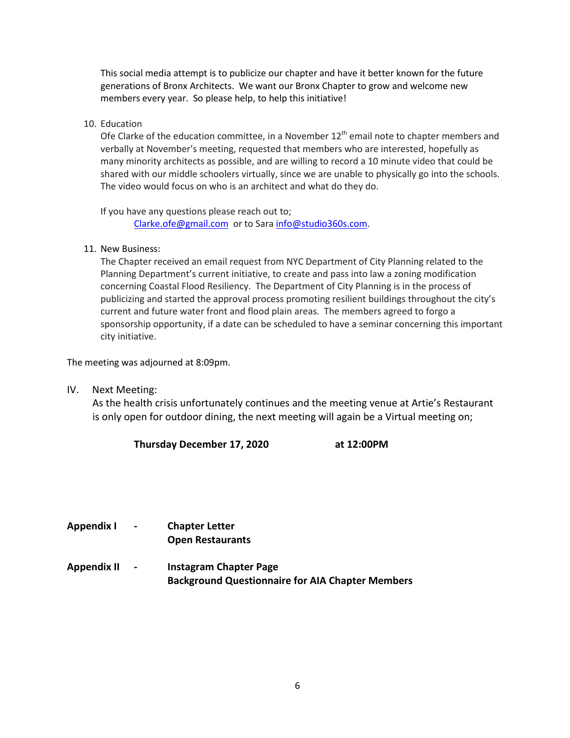This social media attempt is to publicize our chapter and have it better known for the future generations of Bronx Architects. We want our Bronx Chapter to grow and welcome new members every year. So please help, to help this initiative!

10. Education
    Ofe Clarke of the education committee, in a November 12th email note to chapter members and verbally at November's meeting, requested that members who are interested, hopefully as many minority architects as possible, and are willing to record a 10 minute video that could be shared with our middle schoolers virtually, since we are unable to physically go into the schools. The video would focus on who is an architect and what do they do.

    If you have any questions please reach out to;
    Clarke.ofe@gmail.com or to Sara info@studio360s.com.

11. New Business:
    The Chapter received an email request from NYC Department of City Planning related to the Planning Department's current initiative, to create and pass into law a zoning modification concerning Coastal Flood Resiliency. The Department of City Planning is in the process of publicizing and started the approval process promoting resilient buildings throughout the city's current and future water front and flood plain areas. The members agreed to forgo a sponsorship opportunity, if a date can be scheduled to have a seminar concerning this important city initiative.

The meeting was adjourned at 8:09pm.

IV. Next Meeting:
As the health crisis unfortunately continues and the meeting venue at Artie's Restaurant is only open for outdoor dining, the next meeting will again be a Virtual meeting on;

**Thursday December 17, 2020 at 12:00PM**

**Appendix I - Chapter Letter**
**Open Restaurants**

**Appendix II - Instagram Chapter Page**
**Background Questionnaire for AIA Chapter Members**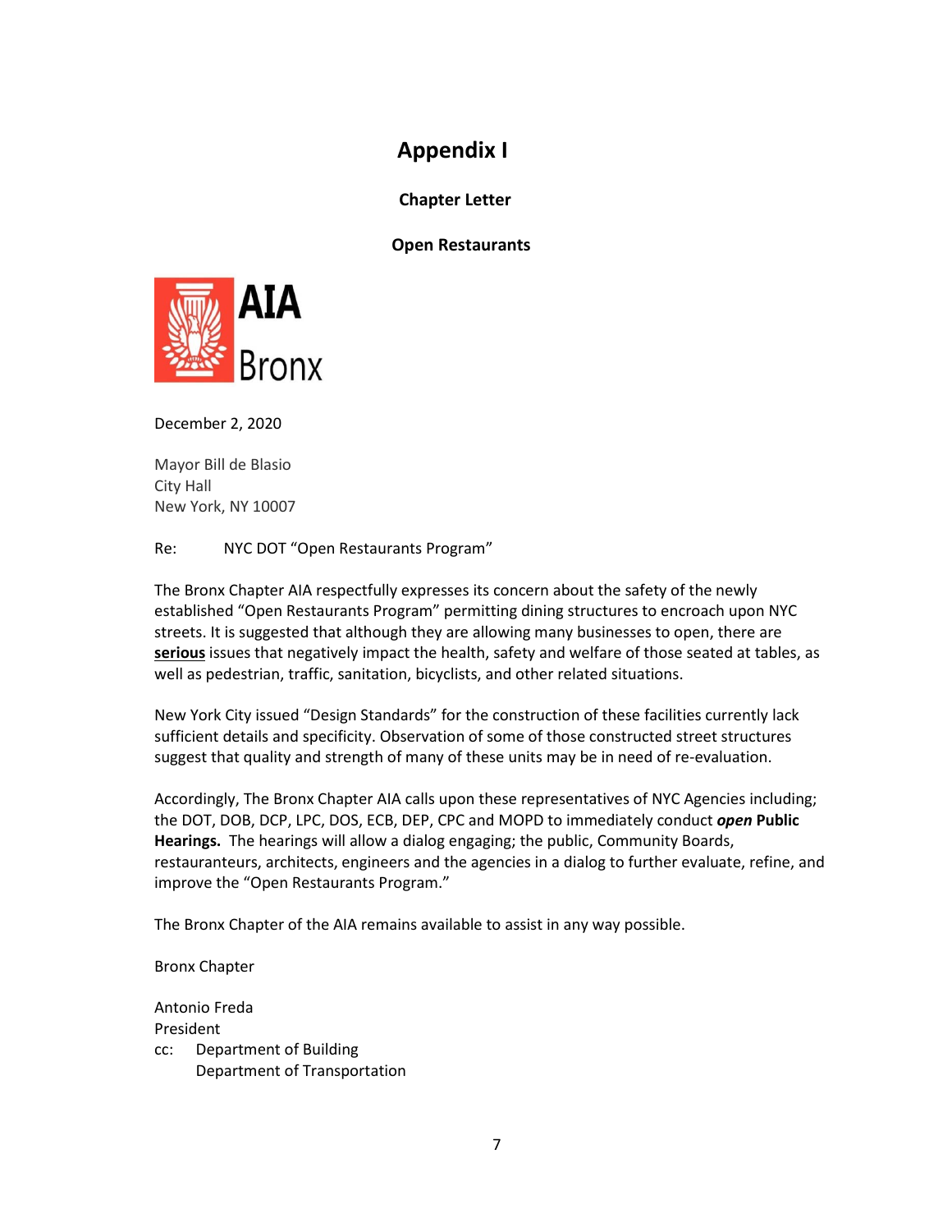# Appendix I

**Chapter Letter**

**Open Restaurants**

AIA Bronx

December 2, 2020

Mayor Bill de Blasio
City Hall
New York, NY 10007

Re: NYC DOT "Open Restaurants Program"

The Bronx Chapter AIA respectfully expresses its concern about the safety of the newly established "Open Restaurants Program" permitting dining structures to encroach upon NYC streets. It is suggested that although they are allowing many businesses to open, there are **serious** issues that negatively impact the health, safety and welfare of those seated at tables, as well as pedestrian, traffic, sanitation, bicyclists, and other related situations.

New York City issued "Design Standards" for the construction of these facilities currently lack sufficient details and specificity. Observation of some of those constructed street structures suggest that quality and strength of many of these units may be in need of re-evaluation.

Accordingly, The Bronx Chapter AIA calls upon these representatives of NYC Agencies including; the DOT, DOB, DCP, LPC, DOS, ECB, DEP, CPC and MOPD to immediately conduct ***open*** **Public Hearings.** The hearings will allow a dialog engaging; the public, Community Boards, restauranteurs, architects, engineers and the agencies in a dialog to further evaluate, refine, and improve the "Open Restaurants Program."

The Bronx Chapter of the AIA remains available to assist in any way possible.

Bronx Chapter

Antonio Freda
President

cc: Department of Building
Department of Transportation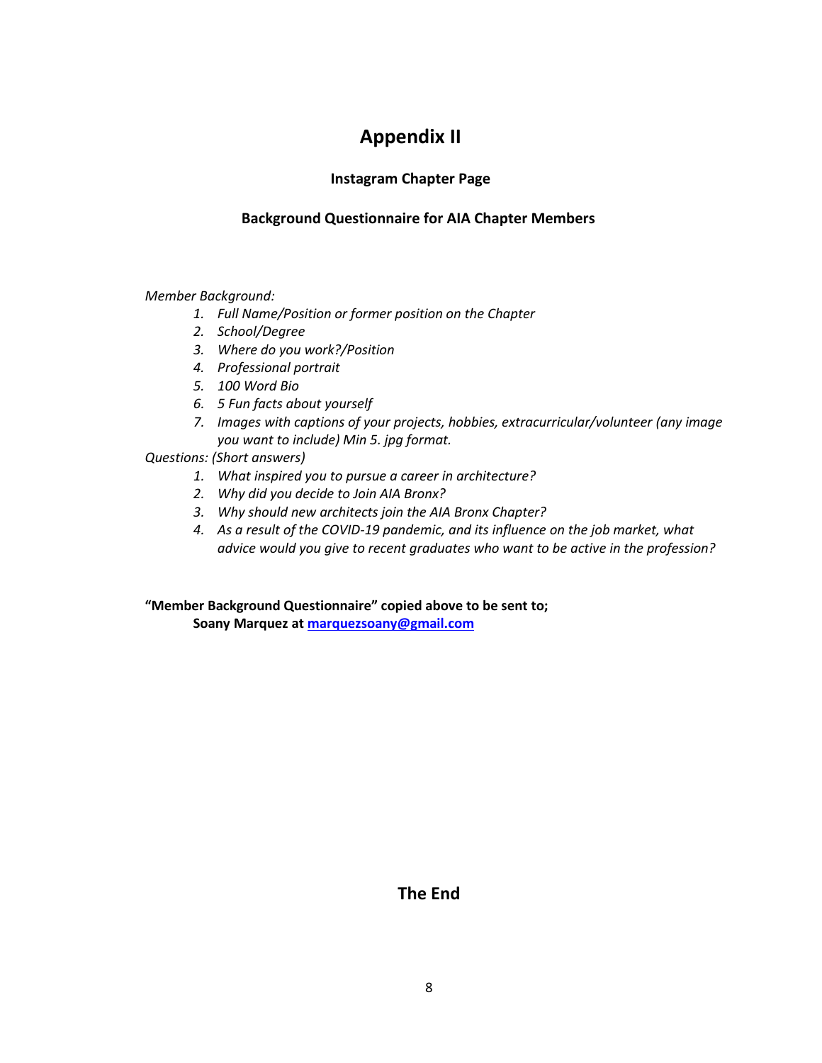# Appendix II

### Instagram Chapter Page

### Background Questionnaire for AIA Chapter Members

*Member Background:*

1. *Full Name/Position or former position on the Chapter*
2. *School/Degree*
3. *Where do you work?/Position*
4. *Professional portrait*
5. *100 Word Bio*
6. *5 Fun facts about yourself*
7. *Images with captions of your projects, hobbies, extracurricular/volunteer (any image you want to include) Min 5. jpg format.*

*Questions: (Short answers)*

1. *What inspired you to pursue a career in architecture?*
2. *Why did you decide to Join AIA Bronx?*
3. *Why should new architects join the AIA Bronx Chapter?*
4. *As a result of the COVID-19 pandemic, and its influence on the job market, what advice would you give to recent graduates who want to be active in the profession?*

**"Member Background Questionnaire" copied above to be sent to;**
**Soany Marquez at marquezsoany@gmail.com**

## The End